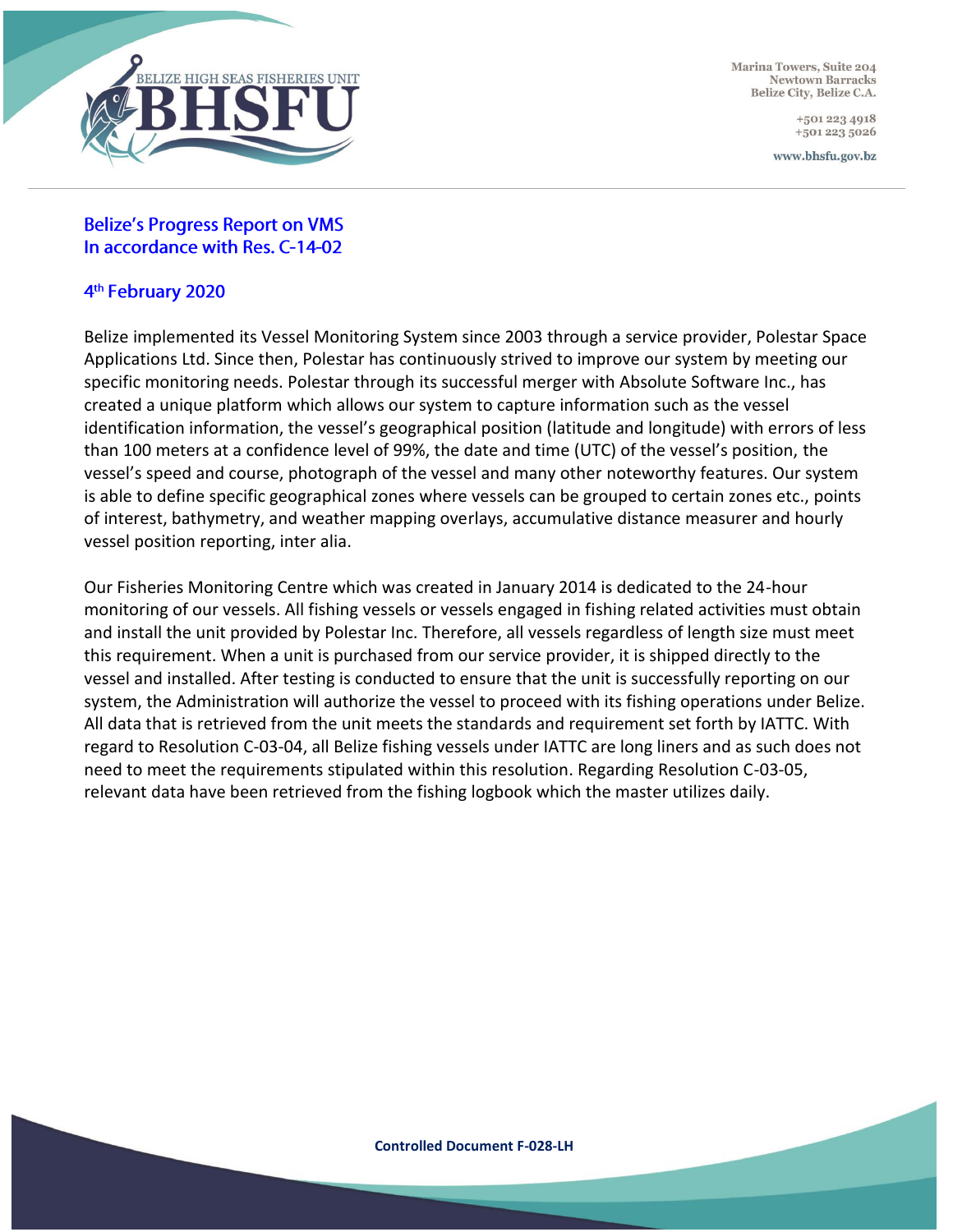BELIZE HIGH SEAS FISHERIES UNIT
BHSFU

Marina Towers, Suite 204
Newtown Barracks
Belize City, Belize C.A.

+501 223 4918
+501 223 5026

www.bhsfu.gov.bz

## Belize's Progress Report on VMS
## In accordance with Res. C-14-02

### 4th February 2020

Belize implemented its Vessel Monitoring System since 2003 through a service provider, Polestar Space Applications Ltd. Since then, Polestar has continuously strived to improve our system by meeting our specific monitoring needs. Polestar through its successful merger with Absolute Software Inc., has created a unique platform which allows our system to capture information such as the vessel identification information, the vessel's geographical position (latitude and longitude) with errors of less than 100 meters at a confidence level of 99%, the date and time (UTC) of the vessel's position, the vessel's speed and course, photograph of the vessel and many other noteworthy features. Our system is able to define specific geographical zones where vessels can be grouped to certain zones etc., points of interest, bathymetry, and weather mapping overlays, accumulative distance measurer and hourly vessel position reporting, inter alia.

Our Fisheries Monitoring Centre which was created in January 2014 is dedicated to the 24-hour monitoring of our vessels. All fishing vessels or vessels engaged in fishing related activities must obtain and install the unit provided by Polestar Inc. Therefore, all vessels regardless of length size must meet this requirement. When a unit is purchased from our service provider, it is shipped directly to the vessel and installed. After testing is conducted to ensure that the unit is successfully reporting on our system, the Administration will authorize the vessel to proceed with its fishing operations under Belize. All data that is retrieved from the unit meets the standards and requirement set forth by IATTC. With regard to Resolution C-03-04, all Belize fishing vessels under IATTC are long liners and as such does not need to meet the requirements stipulated within this resolution. Regarding Resolution C-03-05, relevant data have been retrieved from the fishing logbook which the master utilizes daily.

**Controlled Document F-028-LH**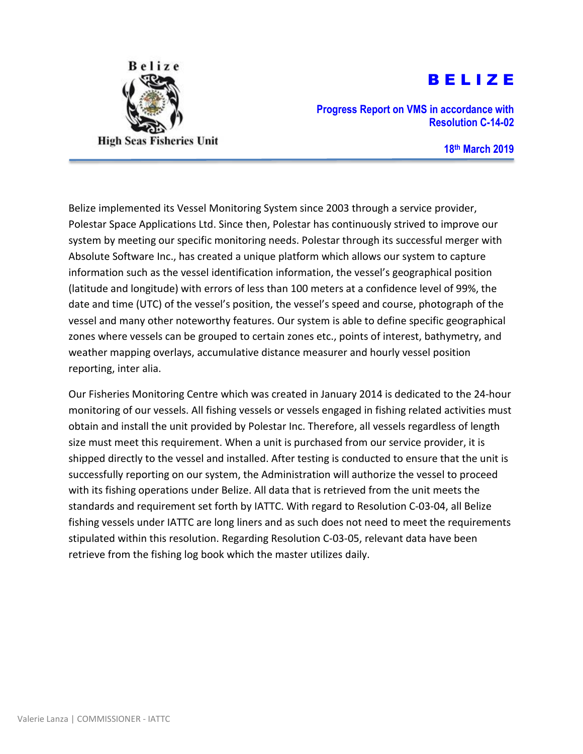Belize

High Seas Fisheries Unit

# B E L I Z E

**Progress Report on VMS in accordance with Resolution C-14-02**

**18th March 2019**

Belize implemented its Vessel Monitoring System since 2003 through a service provider, Polestar Space Applications Ltd. Since then, Polestar has continuously strived to improve our system by meeting our specific monitoring needs. Polestar through its successful merger with Absolute Software Inc., has created a unique platform which allows our system to capture information such as the vessel identification information, the vessel's geographical position (latitude and longitude) with errors of less than 100 meters at a confidence level of 99%, the date and time (UTC) of the vessel's position, the vessel's speed and course, photograph of the vessel and many other noteworthy features. Our system is able to define specific geographical zones where vessels can be grouped to certain zones etc., points of interest, bathymetry, and weather mapping overlays, accumulative distance measurer and hourly vessel position reporting, inter alia.

Our Fisheries Monitoring Centre which was created in January 2014 is dedicated to the 24-hour monitoring of our vessels. All fishing vessels or vessels engaged in fishing related activities must obtain and install the unit provided by Polestar Inc. Therefore, all vessels regardless of length size must meet this requirement. When a unit is purchased from our service provider, it is shipped directly to the vessel and installed. After testing is conducted to ensure that the unit is successfully reporting on our system, the Administration will authorize the vessel to proceed with its fishing operations under Belize. All data that is retrieved from the unit meets the standards and requirement set forth by IATTC. With regard to Resolution C-03-04, all Belize fishing vessels under IATTC are long liners and as such does not need to meet the requirements stipulated within this resolution. Regarding Resolution C-03-05, relevant data have been retrieve from the fishing log book which the master utilizes daily.

Valerie Lanza | COMMISSIONER - IATTC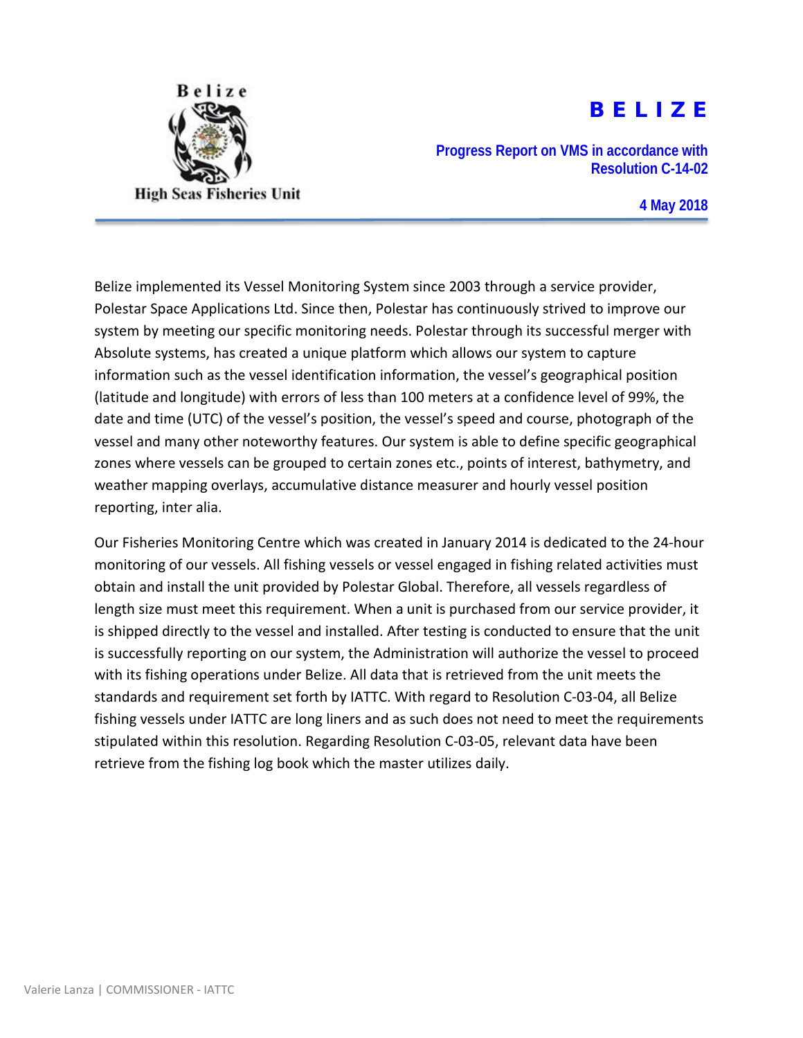Belize

High Seas Fisheries Unit

# B E L I Z E

**Progress Report on VMS in accordance with Resolution C-14-02**

**4 May 2018**

Belize implemented its Vessel Monitoring System since 2003 through a service provider, Polestar Space Applications Ltd. Since then, Polestar has continuously strived to improve our system by meeting our specific monitoring needs. Polestar through its successful merger with Absolute systems, has created a unique platform which allows our system to capture information such as the vessel identification information, the vessel's geographical position (latitude and longitude) with errors of less than 100 meters at a confidence level of 99%, the date and time (UTC) of the vessel's position, the vessel's speed and course, photograph of the vessel and many other noteworthy features. Our system is able to define specific geographical zones where vessels can be grouped to certain zones etc., points of interest, bathymetry, and weather mapping overlays, accumulative distance measurer and hourly vessel position reporting, inter alia.

Our Fisheries Monitoring Centre which was created in January 2014 is dedicated to the 24-hour monitoring of our vessels. All fishing vessels or vessel engaged in fishing related activities must obtain and install the unit provided by Polestar Global. Therefore, all vessels regardless of length size must meet this requirement. When a unit is purchased from our service provider, it is shipped directly to the vessel and installed. After testing is conducted to ensure that the unit is successfully reporting on our system, the Administration will authorize the vessel to proceed with its fishing operations under Belize. All data that is retrieved from the unit meets the standards and requirement set forth by IATTC. With regard to Resolution C-03-04, all Belize fishing vessels under IATTC are long liners and as such does not need to meet the requirements stipulated within this resolution. Regarding Resolution C-03-05, relevant data have been retrieve from the fishing log book which the master utilizes daily.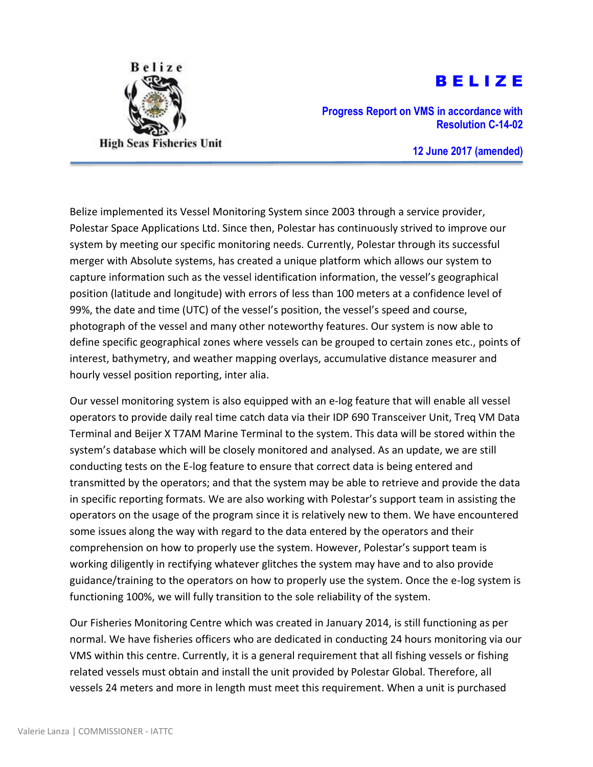Belize

High Seas Fisheries Unit

# B E L I Z E

**Progress Report on VMS in accordance with Resolution C-14-02**

**12 June 2017 (amended)**

Belize implemented its Vessel Monitoring System since 2003 through a service provider, Polestar Space Applications Ltd. Since then, Polestar has continuously strived to improve our system by meeting our specific monitoring needs. Currently, Polestar through its successful merger with Absolute systems, has created a unique platform which allows our system to capture information such as the vessel identification information, the vessel's geographical position (latitude and longitude) with errors of less than 100 meters at a confidence level of 99%, the date and time (UTC) of the vessel's position, the vessel's speed and course, photograph of the vessel and many other noteworthy features. Our system is now able to define specific geographical zones where vessels can be grouped to certain zones etc., points of interest, bathymetry, and weather mapping overlays, accumulative distance measurer and hourly vessel position reporting, inter alia.

Our vessel monitoring system is also equipped with an e-log feature that will enable all vessel operators to provide daily real time catch data via their IDP 690 Transceiver Unit, Treq VM Data Terminal and Beijer X T7AM Marine Terminal to the system. This data will be stored within the system's database which will be closely monitored and analysed. As an update, we are still conducting tests on the E-log feature to ensure that correct data is being entered and transmitted by the operators; and that the system may be able to retrieve and provide the data in specific reporting formats. We are also working with Polestar's support team in assisting the operators on the usage of the program since it is relatively new to them. We have encountered some issues along the way with regard to the data entered by the operators and their comprehension on how to properly use the system. However, Polestar's support team is working diligently in rectifying whatever glitches the system may have and to also provide guidance/training to the operators on how to properly use the system. Once the e-log system is functioning 100%, we will fully transition to the sole reliability of the system.

Our Fisheries Monitoring Centre which was created in January 2014, is still functioning as per normal. We have fisheries officers who are dedicated in conducting 24 hours monitoring via our VMS within this centre. Currently, it is a general requirement that all fishing vessels or fishing related vessels must obtain and install the unit provided by Polestar Global. Therefore, all vessels 24 meters and more in length must meet this requirement. When a unit is purchased

Valerie Lanza | COMMISSIONER - IATTC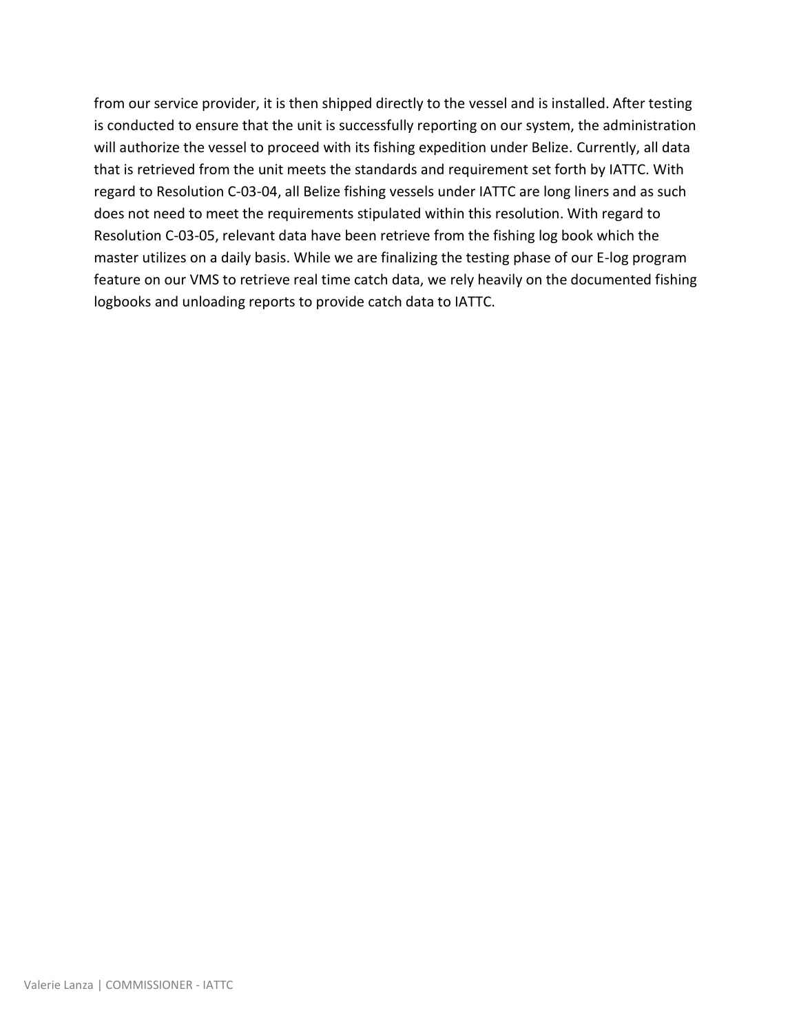from our service provider, it is then shipped directly to the vessel and is installed. After testing is conducted to ensure that the unit is successfully reporting on our system, the administration will authorize the vessel to proceed with its fishing expedition under Belize. Currently, all data that is retrieved from the unit meets the standards and requirement set forth by IATTC. With regard to Resolution C-03-04, all Belize fishing vessels under IATTC are long liners and as such does not need to meet the requirements stipulated within this resolution. With regard to Resolution C-03-05, relevant data have been retrieve from the fishing log book which the master utilizes on a daily basis. While we are finalizing the testing phase of our E-log program feature on our VMS to retrieve real time catch data, we rely heavily on the documented fishing logbooks and unloading reports to provide catch data to IATTC.